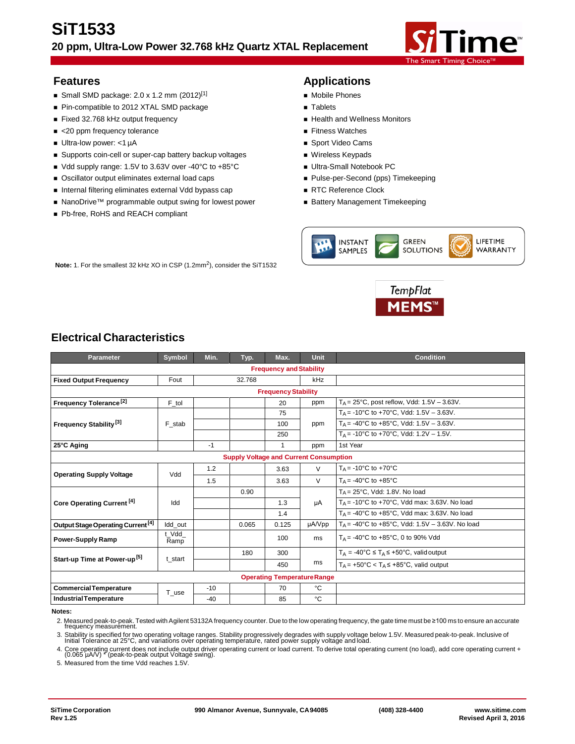# SiT1533

## 20 ppm, Ultra-Low Power 32.768 kHz Quartz XTAL Replacement

## Features

- Small SMD package: 2.0 x 1.2 mm (2012)[1]
- Pin-compatible to 2012 XTAL SMD package
- Fixed 32.768 kHz output frequency
- <20 ppm frequency tolerance
- Ultra-low power: <1 µA
- Supports coin-cell or super-cap battery backup voltages
- Vdd supply range: 1.5V to 3.63V over -40°C to +85°C
- Oscillator output eliminates external load caps
- Internal filtering eliminates external Vdd bypass cap
- NanoDrive™ programmable output swing for lowest power
- Pb-free, RoHS and REACH compliant

**Note:** 1. For the smallest 32 kHz XO in CSP (1.2mm[2]), consider the SiT1532

## Applications

- Mobile Phones
- Tablets
- Health and Wellness Monitors
- Fitness Watches
- Sport Video Cams
- Wireless Keypads
- Ultra-Small Notebook PC
- Pulse-per-Second (pps) Timekeeping
- RTC Reference Clock
- Battery Management Timekeeping

## Electrical Characteristics

| Parameter | Symbol | Min. | Typ. | Max. | Unit | Condition |
|---|---|---|---|---|---|---|
| **Frequency and Stability** | | | | | | |
| **Fixed Output Frequency** | Fout | | 32.768 | | kHz | |
| **Frequency Stability** | | | | | | |
| **Frequency Tolerance** [2] | F_tol | | | 20 | ppm | $T_A$ = 25°C, post reflow, Vdd: 1.5V – 3.63V. |
| **Frequency Stability** [3] | F_stab | | | 75 | ppm | $T_A$ = -10°C to +70°C, Vdd: 1.5V – 3.63V. |
| | | | | 100 | | $T_A$ = -40°C to +85°C, Vdd: 1.5V – 3.63V. |
| | | | | 250 | | $T_A$ = -10°C to +70°C, Vdd: 1.2V – 1.5V. |
| **25°C Aging** | | -1 | | 1 | ppm | 1st Year |
| **Supply Voltage and Current Consumption** | | | | | | |
| **Operating Supply Voltage** | Vdd | 1.2 | | 3.63 | V | $T_A$ = -10°C to +70°C |
| | | 1.5 | | 3.63 | V | $T_A$ = -40°C to +85°C |
| **Core Operating Current** [4] | Idd | | 0.90 | | µA | $T_A$ = 25°C, Vdd: 1.8V. No load |
| | | | | 1.3 | | $T_A$ = -10°C to +70°C, Vdd max: 3.63V. No load |
| | | | | 1.4 | | $T_A$ = -40°C to +85°C, Vdd max: 3.63V. No load |
| **Output Stage Operating Current** [4] | Idd_out | | 0.065 | 0.125 | µA/Vpp | $T_A$ = -40°C to +85°C, Vdd: 1.5V – 3.63V. No load |
| **Power-Supply Ramp** | t_Vdd_Ramp | | | 100 | ms | $T_A$ = -40°C to +85°C, 0 to 90% Vdd |
| **Start-up Time at Power-up** [5] | t_start | | 180 | 300 | ms | $T_A$ = -40°C ≤ $T_A$ ≤ +50°C, valid output |
| | | | | 450 | | $T_A$ = +50°C < $T_A$ ≤ +85°C, valid output |
| **Operating Temperature Range** | | | | | | |
| **Commercial Temperature** | T_use | -10 | | 70 | °C | |
| **Industrial Temperature** | | -40 | | 85 | °C | |

**Notes:**

2. Measured peak-to-peak. Tested with Agilent 53132A frequency counter. Due to the low operating frequency, the gate time must be ≥100 ms to ensure an accurate frequency measurement.
3. Stability is specified for two operating voltage ranges. Stability progressively degrades with supply voltage below 1.5V. Measured peak-to-peak. Inclusive of Initial Tolerance at 25°C, and variations over operating temperature, rated power supply voltage and load.
4. Core operating current does not include output driver operating current or load current. To derive total operating current (no load), add core operating current + (0.065 µA/V) * (peak-to-peak output Voltage swing).
5. Measured from the time Vdd reaches 1.5V.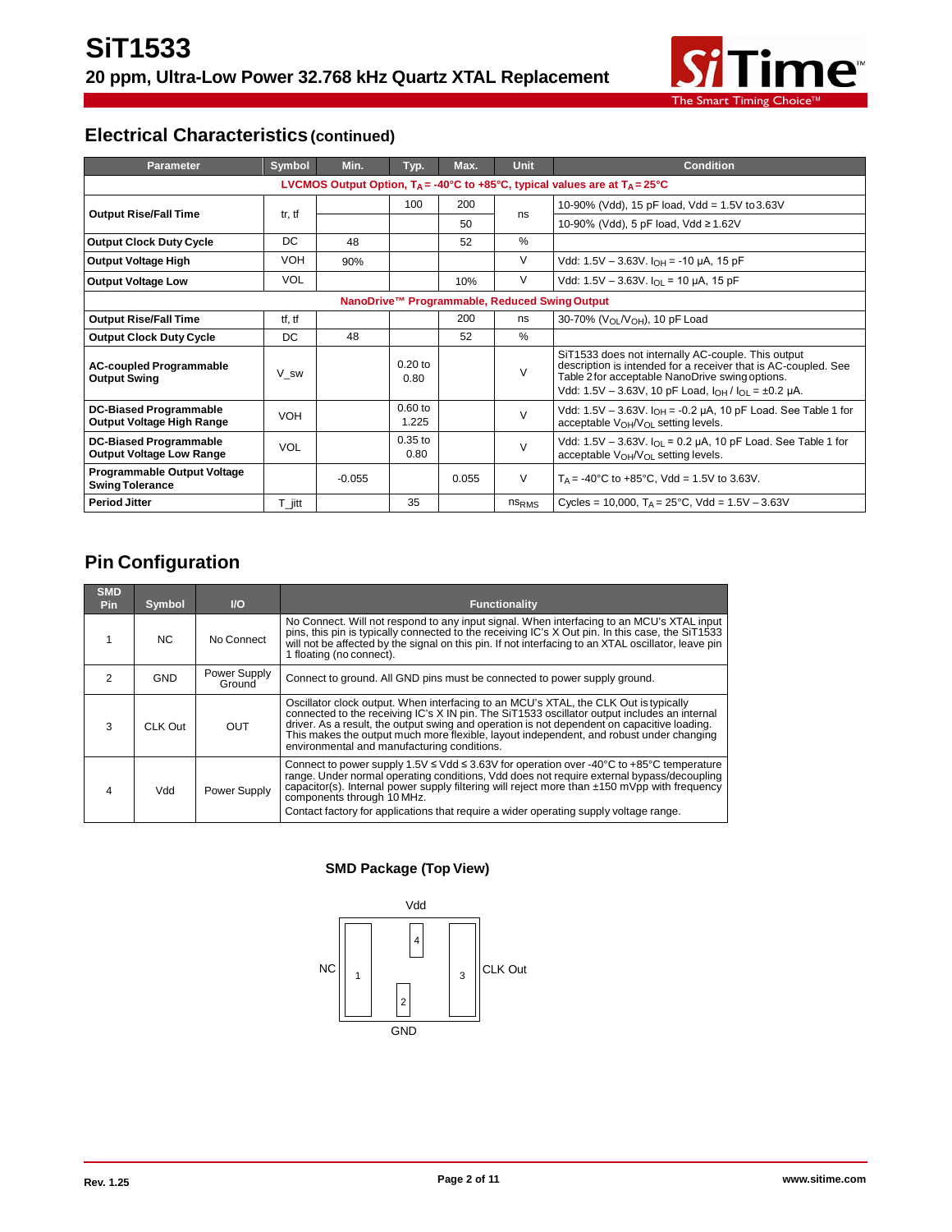## Electrical Characteristics (continued)

| Parameter | Symbol | Min. | Typ. | Max. | Unit | Condition |
|---|---|---|---|---|---|---|
| **LVCMOS Output Option, $T_A$ = -40°C to +85°C, typical values are at $T_A$ = 25°C** | | | | | | |
| **Output Rise/Fall Time** | tr, tf | | 100 | 200 | ns | 10-90% (Vdd), 15 pF load, Vdd = 1.5V to 3.63V |
| | | | | 50 | | 10-90% (Vdd), 5 pF load, Vdd ≥ 1.62V |
| **Output Clock Duty Cycle** | DC | 48 | | 52 | % | |
| **Output Voltage High** | VOH | 90% | | | V | Vdd: 1.5V – 3.63V. $I_{OH}$ = -10 µA, 15 pF |
| **Output Voltage Low** | VOL | | | 10% | V | Vdd: 1.5V – 3.63V. $I_{OL}$ = 10 µA, 15 pF |
| **NanoDrive™ Programmable, Reduced Swing Output** | | | | | | |
| **Output Rise/Fall Time** | tf, tf | | | 200 | ns | 30-70% ($V_{OL}$/$V_{OH}$), 10 pF Load |
| **Output Clock Duty Cycle** | DC | 48 | | 52 | % | |
| **AC-coupled Programmable Output Swing** | V_sw | | 0.20 to 0.80 | | V | SiT1533 does not internally AC-couple. This output description is intended for a receiver that is AC-coupled. See Table 2 for acceptable NanoDrive swing options. Vdd: 1.5V – 3.63V, 10 pF Load, $I_{OH}$ / $I_{OL}$ = ±0.2 µA. |
| **DC-Biased Programmable Output Voltage High Range** | VOH | | 0.60 to 1.225 | | V | Vdd: 1.5V – 3.63V. $I_{OH}$ = -0.2 µA, 10 pF Load. See Table 1 for acceptable $V_{OH}$/$V_{OL}$ setting levels. |
| **DC-Biased Programmable Output Voltage Low Range** | VOL | | 0.35 to 0.80 | | V | Vdd: 1.5V – 3.63V. $I_{OL}$ = 0.2 µA, 10 pF Load. See Table 1 for acceptable $V_{OH}$/$V_{OL}$ setting levels. |
| **Programmable Output Voltage Swing Tolerance** | | -0.055 | | 0.055 | V | $T_A$ = -40°C to +85°C, Vdd = 1.5V to 3.63V. |
| **Period Jitter** | T_jitt | | 35 | | $ns_{RMS}$ | Cycles = 10,000, $T_A$ = 25°C, Vdd = 1.5V – 3.63V |

## Pin Configuration

| SMD Pin | Symbol | I/O | Functionality |
|---|---|---|---|
| 1 | NC | No Connect | No Connect. Will not respond to any input signal. When interfacing to an MCU's XTAL input pins, this pin is typically connected to the receiving IC's X Out pin. In this case, the SiT1533 will not be affected by the signal on this pin. If not interfacing to an XTAL oscillator, leave pin 1 floating (no connect). |
| 2 | GND | Power Supply Ground | Connect to ground. All GND pins must be connected to power supply ground. |
| 3 | CLK Out | OUT | Oscillator clock output. When interfacing to an MCU's XTAL, the CLK Out is typically connected to the receiving IC's X IN pin. The SiT1533 oscillator output includes an internal driver. As a result, the output swing and operation is not dependent on capacitive loading. This makes the output much more flexible, layout independent, and robust under changing environmental and manufacturing conditions. |
| 4 | Vdd | Power Supply | Connect to power supply 1.5V ≤ Vdd ≤ 3.63V for operation over -40°C to +85°C temperature range. Under normal operating conditions, Vdd does not require external bypass/decoupling capacitor(s). Internal power supply filtering will reject more than ±150 mVpp with frequency components through 10 MHz.<br>Contact factory for applications that require a wider operating supply voltage range. |

**SMD Package (Top View)**

Vdd

NC 1 4 2 3 CLK Out

GND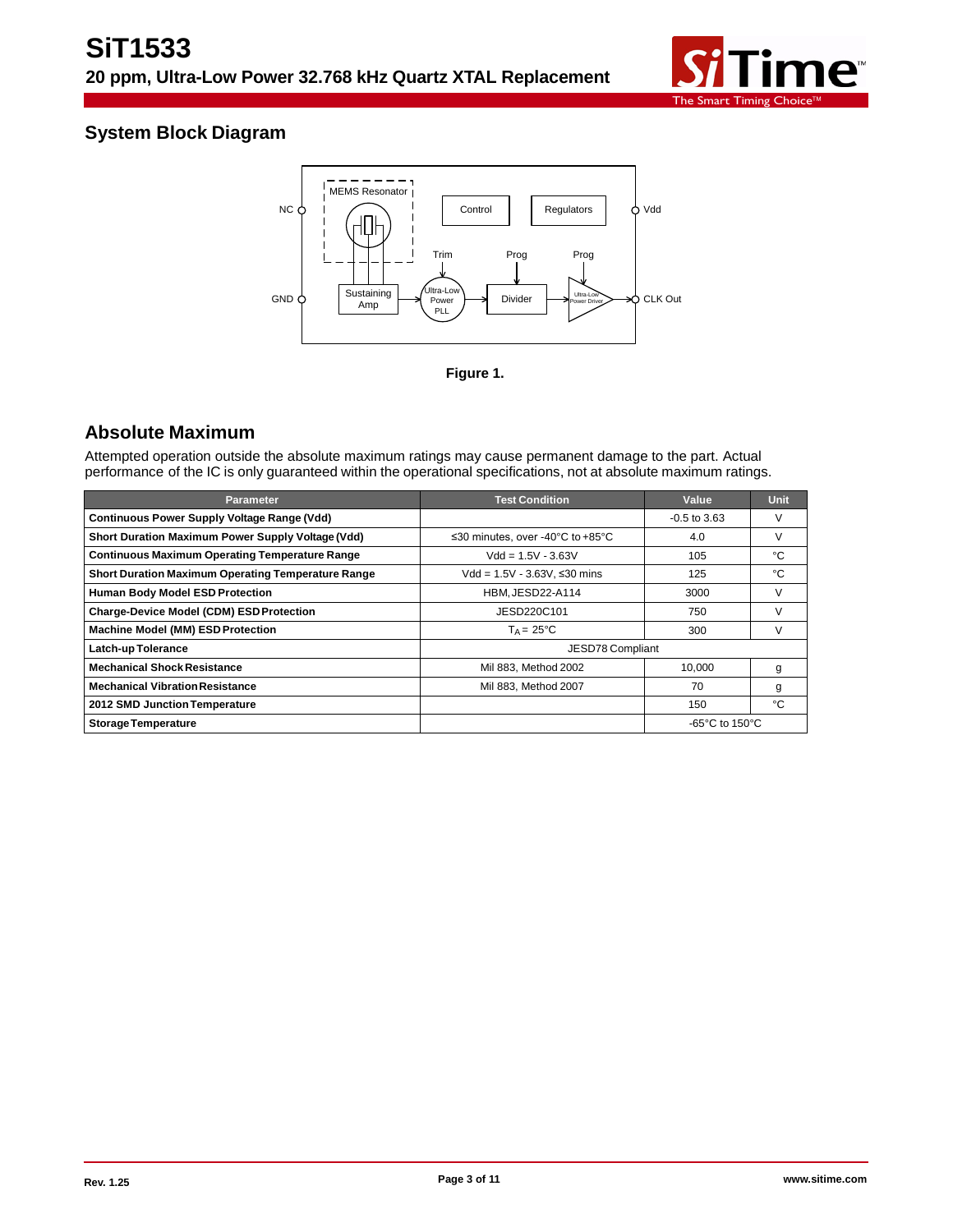## System Block Diagram

Figure 1.

## Absolute Maximum

Attempted operation outside the absolute maximum ratings may cause permanent damage to the part. Actual performance of the IC is only guaranteed within the operational specifications, not at absolute maximum ratings.

| Parameter | Test Condition | Value | Unit |
|---|---|---|---|
| **Continuous Power Supply Voltage Range (Vdd)** | | -0.5 to 3.63 | V |
| **Short Duration Maximum Power Supply Voltage (Vdd)** | ≤30 minutes, over -40°C to +85°C | 4.0 | V |
| **Continuous Maximum Operating Temperature Range** | Vdd = 1.5V - 3.63V | 105 | °C |
| **Short Duration Maximum Operating Temperature Range** | Vdd = 1.5V - 3.63V, ≤30 mins | 125 | °C |
| **Human Body Model ESD Protection** | HBM, JESD22-A114 | 3000 | V |
| **Charge-Device Model (CDM) ESD Protection** | JESD220C101 | 750 | V |
| **Machine Model (MM) ESD Protection** | $T_A$ = 25°C | 300 | V |
| **Latch-up Tolerance** | JESD78 Compliant | | |
| **Mechanical Shock Resistance** | Mil 883, Method 2002 | 10,000 | g |
| **Mechanical Vibration Resistance** | Mil 883, Method 2007 | 70 | g |
| **2012 SMD Junction Temperature** | | 150 | °C |
| **Storage Temperature** | | -65°C to 150°C | |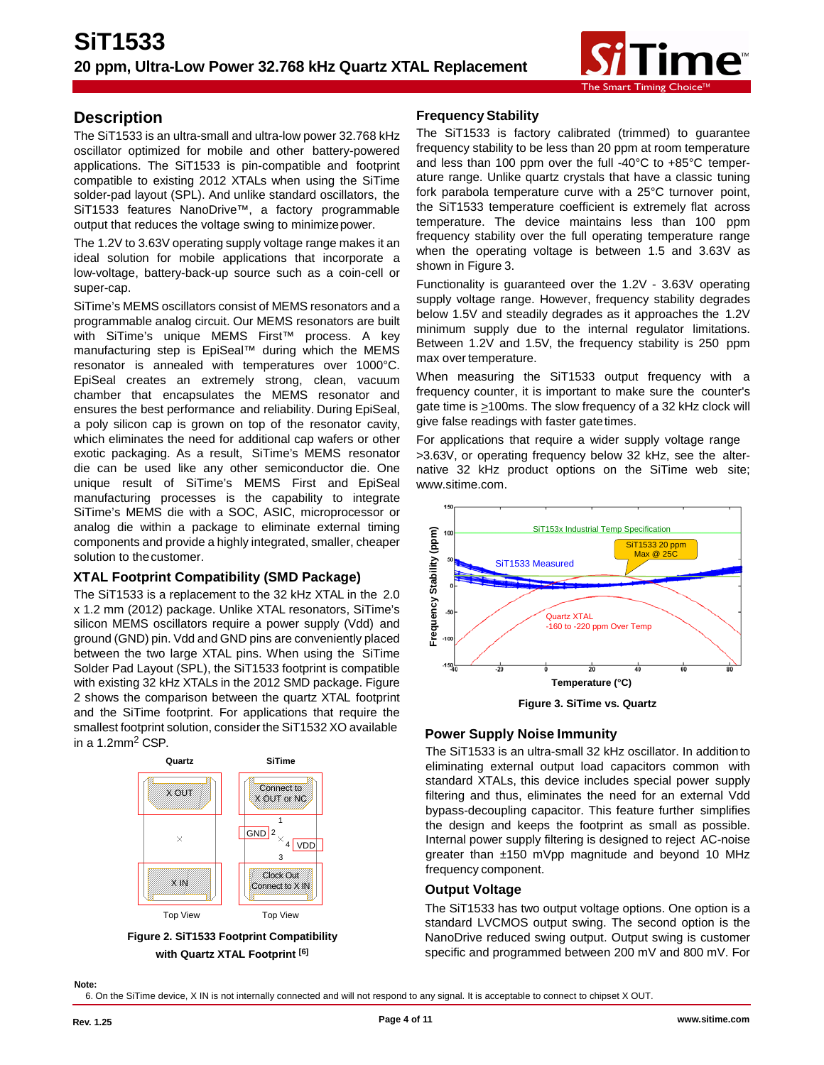## Description

The SiT1533 is an ultra-small and ultra-low power 32.768 kHz oscillator optimized for mobile and other battery-powered applications. The SiT1533 is pin-compatible and footprint compatible to existing 2012 XTALs when using the SiTime solder-pad layout (SPL). And unlike standard oscillators, the SiT1533 features NanoDrive™, a factory programmable output that reduces the voltage swing to minimize power.

The 1.2V to 3.63V operating supply voltage range makes it an ideal solution for mobile applications that incorporate a low-voltage, battery-back-up source such as a coin-cell or super-cap.

SiTime's MEMS oscillators consist of MEMS resonators and a programmable analog circuit. Our MEMS resonators are built with SiTime's unique MEMS First™ process. A key manufacturing step is EpiSeal™ during which the MEMS resonator is annealed with temperatures over 1000°C. EpiSeal creates an extremely strong, clean, vacuum chamber that encapsulates the MEMS resonator and ensures the best performance and reliability. During EpiSeal, a poly silicon cap is grown on top of the resonator cavity, which eliminates the need for additional cap wafers or other exotic packaging. As a result, SiTime's MEMS resonator die can be used like any other semiconductor die. One unique result of SiTime's MEMS First and EpiSeal manufacturing processes is the capability to integrate SiTime's MEMS die with a SOC, ASIC, microprocessor or analog die within a package to eliminate external timing components and provide a highly integrated, smaller, cheaper solution to the customer.

### XTAL Footprint Compatibility (SMD Package)

The SiT1533 is a replacement to the 32 kHz XTAL in the 2.0 x 1.2 mm (2012) package. Unlike XTAL resonators, SiTime's silicon MEMS oscillators require a power supply (Vdd) and ground (GND) pin. Vdd and GND pins are conveniently placed between the two large XTAL pins. When using the SiTime Solder Pad Layout (SPL), the SiT1533 footprint is compatible with existing 32 kHz XTALs in the 2012 SMD package. Figure 2 shows the comparison between the quartz XTAL footprint and the SiTime footprint. For applications that require the smallest footprint solution, consider the SiT1532 XO available in a 1.2mm$^2$ CSP.

Quartz — X OUT, X IN — Top View

SiTime — Connect to X OUT or NC (1), GND (2), VDD (4), Clock Out Connect to X IN (3) — Top View

**Figure 2. SiT1533 Footprint Compatibility with Quartz XTAL Footprint [6]**

### Frequency Stability

The SiT1533 is factory calibrated (trimmed) to guarantee frequency stability to be less than 20 ppm at room temperature and less than 100 ppm over the full -40°C to +85°C temperature range. Unlike quartz crystals that have a classic tuning fork parabola temperature curve with a 25°C turnover point, the SiT1533 temperature coefficient is extremely flat across temperature. The device maintains less than 100 ppm frequency stability over the full operating temperature range when the operating voltage is between 1.5 and 3.63V as shown in Figure 3.

Functionality is guaranteed over the 1.2V - 3.63V operating supply voltage range. However, frequency stability degrades below 1.5V and steadily degrades as it approaches the 1.2V minimum supply due to the internal regulator limitations. Between 1.2V and 1.5V, the frequency stability is 250 ppm max over temperature.

When measuring the SiT1533 output frequency with a frequency counter, it is important to make sure the counter's gate time is ≥100ms. The slow frequency of a 32 kHz clock will give false readings with faster gate times.

For applications that require a wider supply voltage range >3.63V, or operating frequency below 32 kHz, see the alternative 32 kHz product options on the SiTime web site; www.sitime.com.

**Figure 3. SiTime vs. Quartz**

### Power Supply Noise Immunity

The SiT1533 is an ultra-small 32 kHz oscillator. In addition to eliminating external output load capacitors common with standard XTALs, this device includes special power supply filtering and thus, eliminates the need for an external Vdd bypass-decoupling capacitor. This feature further simplifies the design and keeps the footprint as small as possible. Internal power supply filtering is designed to reject AC-noise greater than ±150 mVpp magnitude and beyond 10 MHz frequency component.

### Output Voltage

The SiT1533 has two output voltage options. One option is a standard LVCMOS output swing. The second option is the NanoDrive reduced swing output. Output swing is customer specific and programmed between 200 mV and 800 mV. For

**Note:**

6. On the SiTime device, X IN is not internally connected and will not respond to any signal. It is acceptable to connect to chipset X OUT.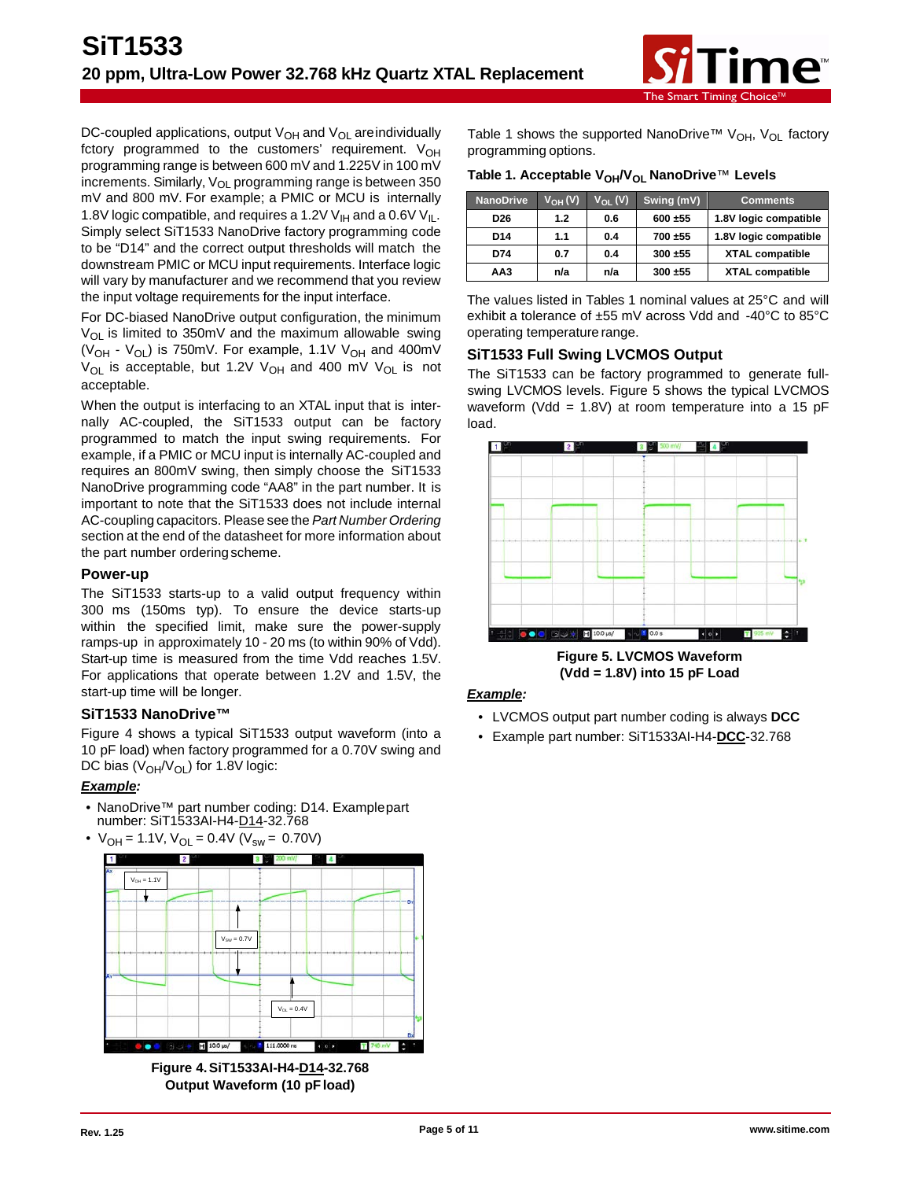DC-coupled applications, output $V_{OH}$ and $V_{OL}$ are individually fctory programmed to the customers' requirement. $V_{OH}$ programming range is between 600 mV and 1.225V in 100 mV increments. Similarly, $V_{OL}$ programming range is between 350 mV and 800 mV. For example; a PMIC or MCU is internally 1.8V logic compatible, and requires a 1.2V $V_{IH}$ and a 0.6V $V_{IL}$. Simply select SiT1533 NanoDrive factory programming code to be "D14" and the correct output thresholds will match the downstream PMIC or MCU input requirements. Interface logic will vary by manufacturer and we recommend that you review the input voltage requirements for the input interface.

For DC-biased NanoDrive output configuration, the minimum $V_{OL}$ is limited to 350mV and the maximum allowable swing ($V_{OH}$ - $V_{OL}$) is 750mV. For example, 1.1V $V_{OH}$ and 400mV $V_{OL}$ is acceptable, but 1.2V $V_{OH}$ and 400 mV $V_{OL}$ is not acceptable.

When the output is interfacing to an XTAL input that is internally AC-coupled, the SiT1533 output can be factory programmed to match the input swing requirements. For example, if a PMIC or MCU input is internally AC-coupled and requires an 800mV swing, then simply choose the SiT1533 NanoDrive programming code "AA8" in the part number. It is important to note that the SiT1533 does not include internal AC-coupling capacitors. Please see the *Part Number Ordering* section at the end of the datasheet for more information about the part number ordering scheme.

### Power-up

The SiT1533 starts-up to a valid output frequency within 300 ms (150ms typ). To ensure the device starts-up within the specified limit, make sure the power-supply ramps-up in approximately 10 - 20 ms (to within 90% of Vdd). Start-up time is measured from the time Vdd reaches 1.5V. For applications that operate between 1.2V and 1.5V, the start-up time will be longer.

### SiT1533 NanoDrive™

Figure 4 shows a typical SiT1533 output waveform (into a 10 pF load) when factory programmed for a 0.70V swing and DC bias ($V_{OH}$/$V_{OL}$) for 1.8V logic:

***Example:***

- NanoDrive™ part number coding: D14. Example part number: SiT1533AI-H4-D14-32.768
- $V_{OH}$ = 1.1V, $V_{OL}$ = 0.4V ($V_{sw}$ = 0.70V)

**Figure 4. SiT1533AI-H4-D14-32.768 Output Waveform (10 pF load)**

Table 1 shows the supported NanoDrive™ $V_{OH}$, $V_{OL}$ factory programming options.

**Table 1. Acceptable $V_{OH}$/$V_{OL}$ NanoDrive™ Levels**

| NanoDrive | $V_{OH}$ (V) | $V_{OL}$ (V) | Swing (mV) | Comments |
|---|---|---|---|---|
| D26 | 1.2 | 0.6 | 600 ±55 | 1.8V logic compatible |
| D14 | 1.1 | 0.4 | 700 ±55 | 1.8V logic compatible |
| D74 | 0.7 | 0.4 | 300 ±55 | XTAL compatible |
| AA3 | n/a | n/a | 300 ±55 | XTAL compatible |

The values listed in Tables 1 nominal values at 25°C and will exhibit a tolerance of ±55 mV across Vdd and -40°C to 85°C operating temperature range.

### SiT1533 Full Swing LVCMOS Output

The SiT1533 can be factory programmed to generate full-swing LVCMOS levels. Figure 5 shows the typical LVCMOS waveform (Vdd = 1.8V) at room temperature into a 15 pF load.

**Figure 5. LVCMOS Waveform (Vdd = 1.8V) into 15 pF Load**

***Example:***

- LVCMOS output part number coding is always **DCC**
- Example part number: SiT1533AI-H4-**DCC**-32.768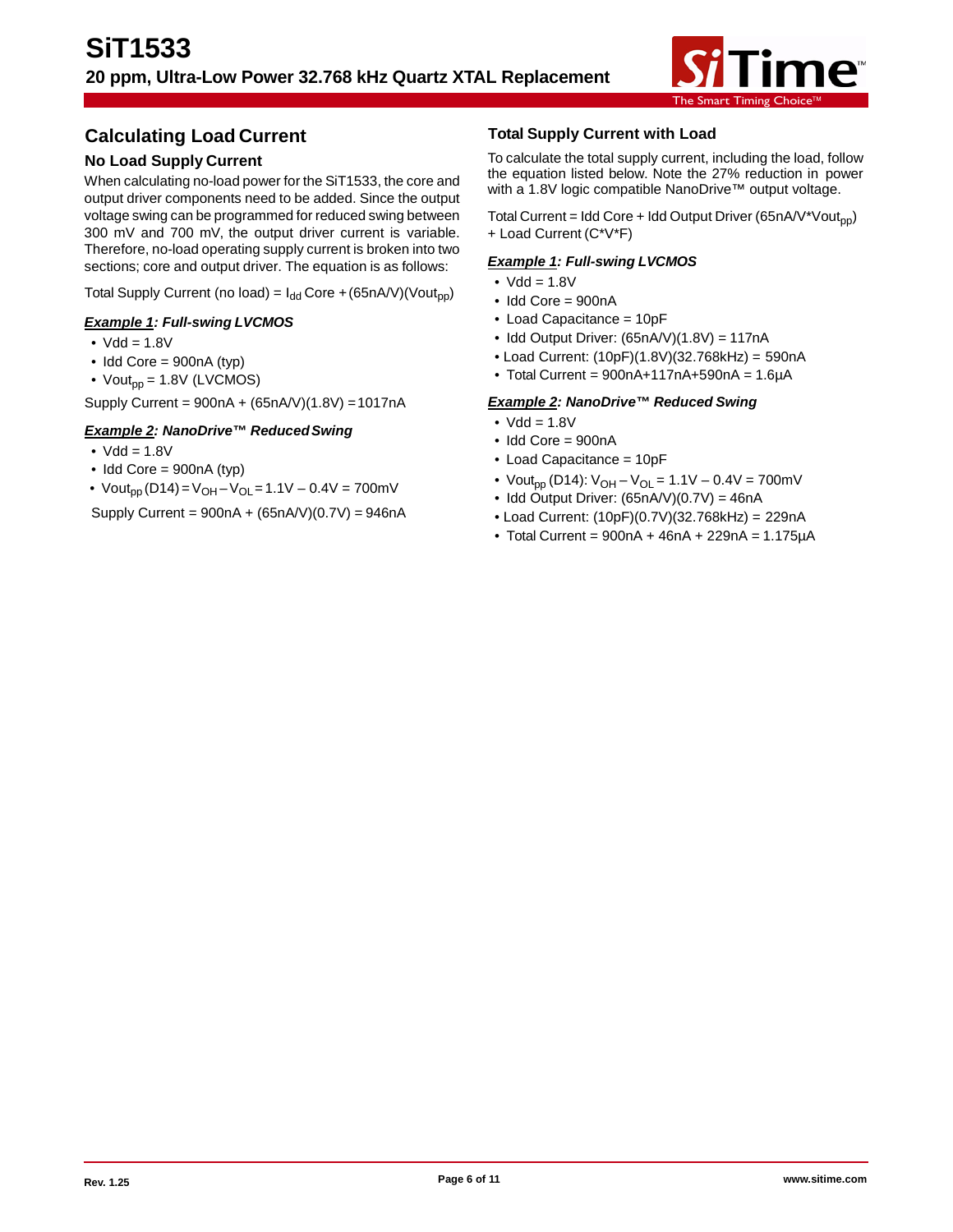## Calculating Load Current

### No Load Supply Current

When calculating no-load power for the SiT1533, the core and output driver components need to be added. Since the output voltage swing can be programmed for reduced swing between 300 mV and 700 mV, the output driver current is variable. Therefore, no-load operating supply current is broken into two sections; core and output driver. The equation is as follows:

Total Supply Current (no load) = $I_{dd}$ Core + (65nA/V)($Vout_{pp}$)

***Example 1**: Full-swing LVCMOS*

- Vdd = 1.8V
- Idd Core = 900nA (typ)
- $Vout_{pp}$ = 1.8V (LVCMOS)

Supply Current = 900nA + (65nA/V)(1.8V) = 1017nA

***Example 2**: NanoDrive™ Reduced Swing*

- Vdd = 1.8V
- Idd Core = 900nA (typ)
- $Vout_{pp}$ (D14) = $V_{OH}$ – $V_{OL}$ = 1.1V – 0.4V = 700mV

Supply Current = 900nA + (65nA/V)(0.7V) = 946nA

### Total Supply Current with Load

To calculate the total supply current, including the load, follow the equation listed below. Note the 27% reduction in power with a 1.8V logic compatible NanoDrive™ output voltage.

Total Current = Idd Core + Idd Output Driver (65nA/V*$Vout_{pp}$) + Load Current (C*V*F)

***Example 1**: Full-swing LVCMOS*

- Vdd = 1.8V
- Idd Core = 900nA
- Load Capacitance = 10pF
- Idd Output Driver: (65nA/V)(1.8V) = 117nA
- Load Current: (10pF)(1.8V)(32.768kHz) = 590nA
- Total Current = 900nA+117nA+590nA = 1.6µA

***Example 2**: NanoDrive™ Reduced Swing*

- Vdd = 1.8V
- Idd Core = 900nA
- Load Capacitance = 10pF
- $Vout_{pp}$ (D14): $V_{OH}$ – $V_{OL}$ = 1.1V – 0.4V = 700mV
- Idd Output Driver: (65nA/V)(0.7V) = 46nA
- Load Current: (10pF)(0.7V)(32.768kHz) = 229nA
- Total Current = 900nA + 46nA + 229nA = 1.175µA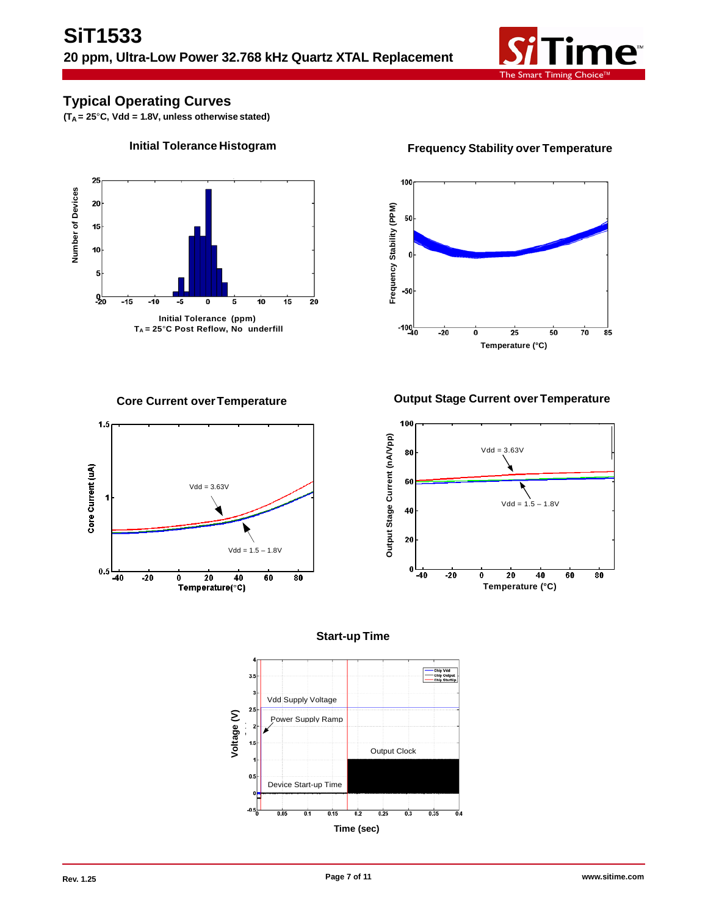## Typical Operating Curves

**($T_A$ = 25°C, Vdd = 1.8V, unless otherwise stated)**

**Initial Tolerance Histogram**

Initial Tolerance (ppm)
$T_A$ = 25°C Post Reflow, No underfill

**Frequency Stability over Temperature**

**Core Current over Temperature**

**Output Stage Current over Temperature**

**Start-up Time**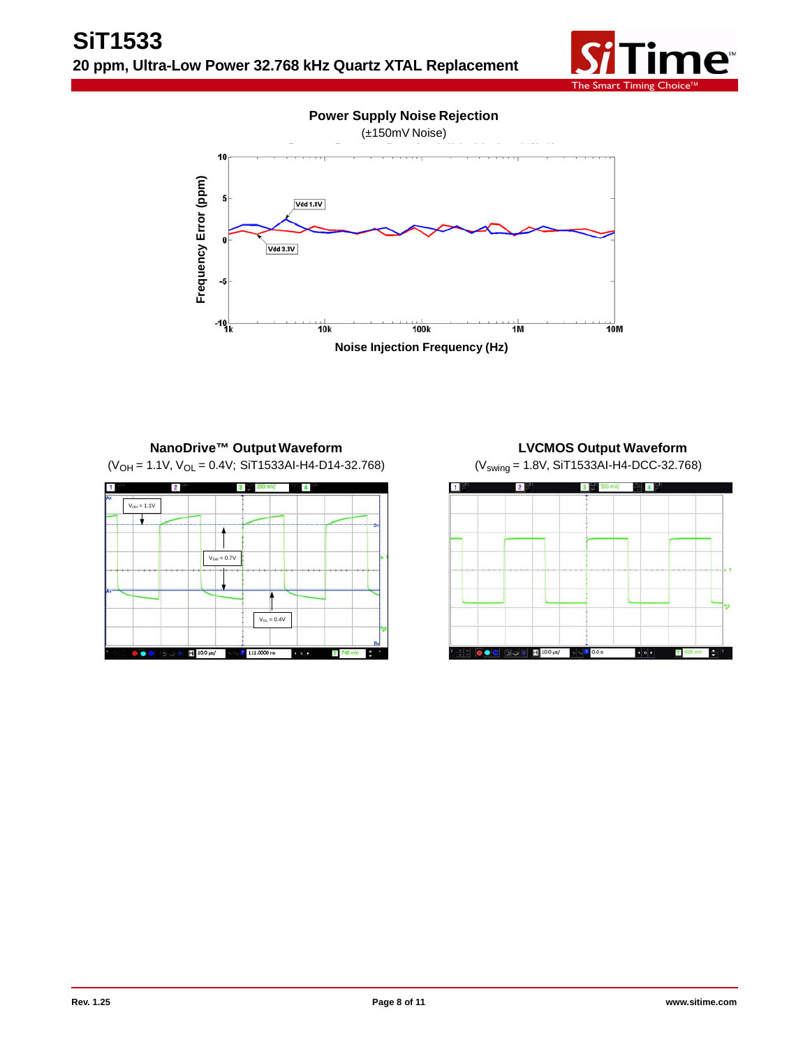**Power Supply Noise Rejection**

(±150mV Noise)

Frequency Error (ppm)

10

5

0

-5

-10

1k 10k 100k 1M 10M

Vdd 1.8V

Vdd 3.3V

Noise Injection Frequency (Hz)

**NanoDrive™ Output Waveform**

($V_{OH}$ = 1.1V, $V_{OL}$ = 0.4V; SiT1533AI-H4-D14-32.768)

$V_{OH}$ = 1.1V

$V_{SW}$ = 0.7V

$V_{OL}$ = 0.4V

**LVCMOS Output Waveform**

($V_{swing}$ = 1.8V, SiT1533AI-H4-DCC-32.768)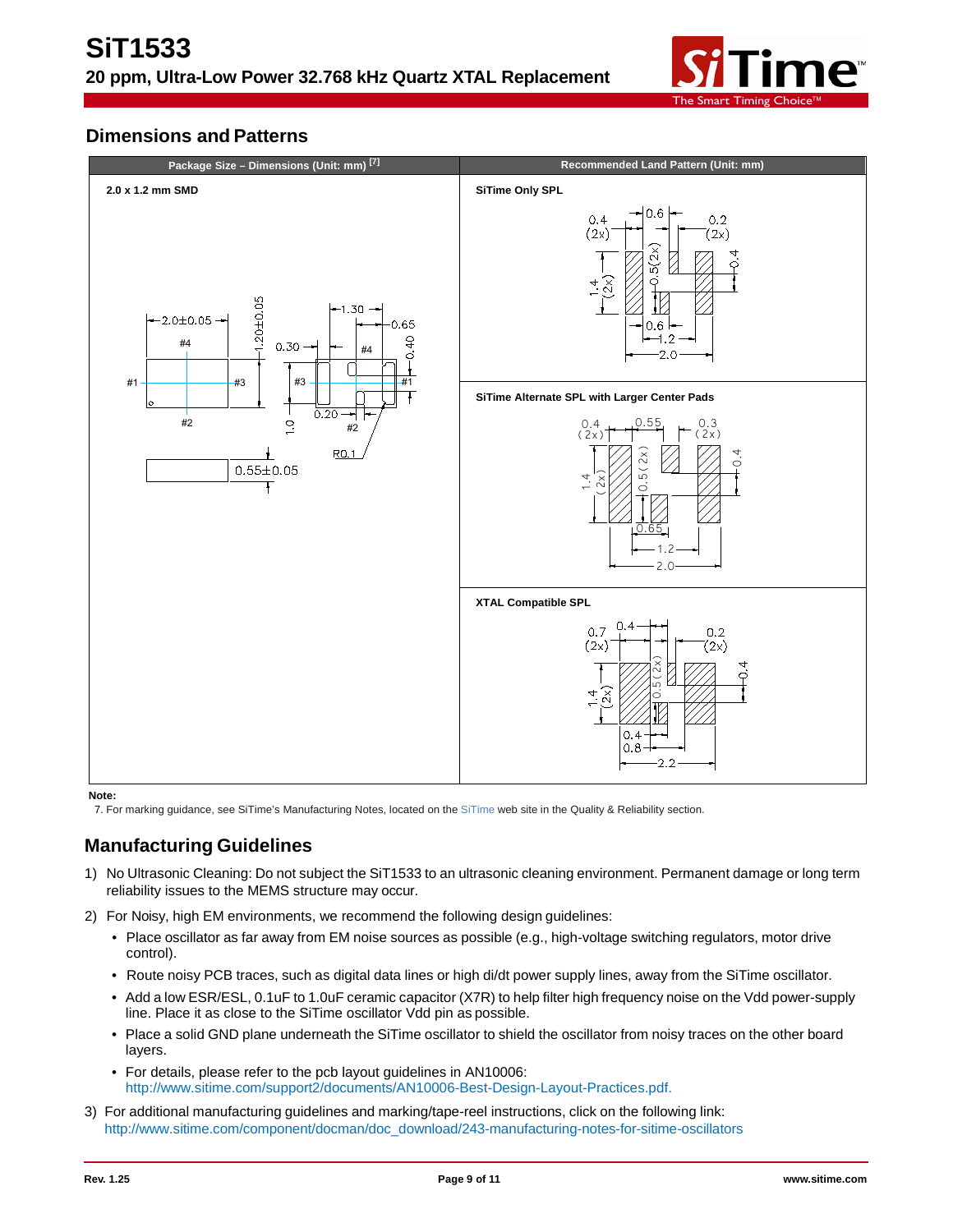## Dimensions and Patterns

| Package Size – Dimensions (Unit: mm) [7] | Recommended Land Pattern (Unit: mm) |
|---|---|
| 2.0 x 1.2 mm SMD | SiTime Only SPL |
| | SiTime Alternate SPL with Larger Center Pads |
| | XTAL Compatible SPL |

**Note:**

7. For marking guidance, see SiTime's Manufacturing Notes, located on the SiTime web site in the Quality & Reliability section.

## Manufacturing Guidelines

1) No Ultrasonic Cleaning: Do not subject the SiT1533 to an ultrasonic cleaning environment. Permanent damage or long term reliability issues to the MEMS structure may occur.
2) For Noisy, high EM environments, we recommend the following design guidelines:
   - Place oscillator as far away from EM noise sources as possible (e.g., high-voltage switching regulators, motor drive control).
   - Route noisy PCB traces, such as digital data lines or high di/dt power supply lines, away from the SiTime oscillator.
   - Add a low ESR/ESL, 0.1uF to 1.0uF ceramic capacitor (X7R) to help filter high frequency noise on the Vdd power-supply line. Place it as close to the SiTime oscillator Vdd pin as possible.
   - Place a solid GND plane underneath the SiTime oscillator to shield the oscillator from noisy traces on the other board layers.
   - For details, please refer to the pcb layout guidelines in AN10006: http://www.sitime.com/support2/documents/AN10006-Best-Design-Layout-Practices.pdf.
3) For additional manufacturing guidelines and marking/tape-reel instructions, click on the following link: http://www.sitime.com/component/docman/doc_download/243-manufacturing-notes-for-sitime-oscillators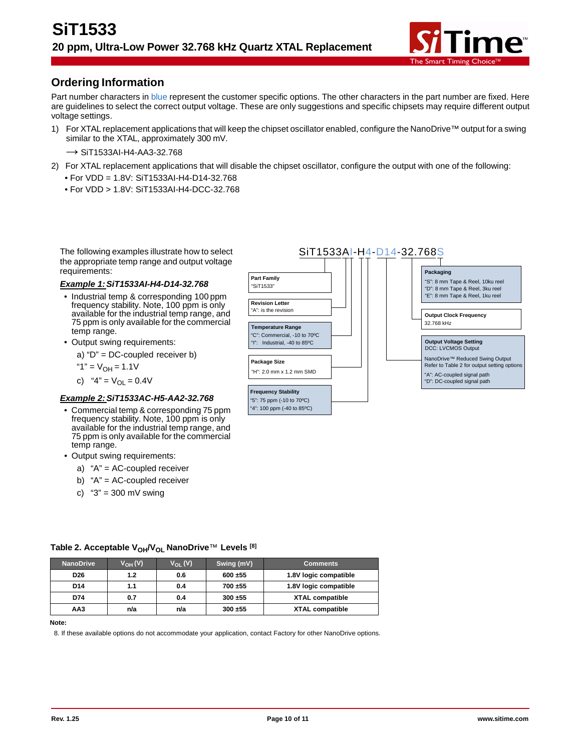## Ordering Information

Part number characters in blue represent the customer specific options. The other characters in the part number are fixed. Here are guidelines to select the correct output voltage. These are only suggestions and specific chipsets may require different output voltage settings.

1) For XTAL replacement applications that will keep the chipset oscillator enabled, configure the NanoDrive™ output for a swing similar to the XTAL, approximately 300 mV.

   ⟶ SiT1533AI-H4-AA3-32.768

2) For XTAL replacement applications that will disable the chipset oscillator, configure the output with one of the following:
   - For VDD = 1.8V: SiT1533AI-H4-D14-32.768
   - For VDD > 1.8V: SiT1533AI-H4-DCC-32.768

The following examples illustrate how to select the appropriate temp range and output voltage requirements:

***Example 1:*** ***SiT1533AI-H4-D14-32.768***

- Industrial temp & corresponding 100 ppm frequency stability. Note, 100 ppm is only available for the industrial temp range, and 75 ppm is only available for the commercial temp range.
- Output swing requirements:

  a) "D" = DC-coupled receiver b)

  "1" = $V_{OH}$ = 1.1V

  c) "4" = $V_{OL}$ = 0.4V

***Example 2:*** ***SiT1533AC-H5-AA2-32.768***

- Commercial temp & corresponding 75 ppm frequency stability. Note, 100 ppm is only available for the industrial temp range, and 75 ppm is only available for the commercial temp range.
- Output swing requirements:

  a) "A" = AC-coupled receiver

  b) "A" = AC-coupled receiver

  c) "3" = 300 mV swing

**SiT1533AI-H4-D14-32.768S**

- **Part Family**: "SiT1533"
- **Revision Letter**: "A": is the revision
- **Temperature Range**: "C": Commercial, -10 to 70ºC; "I": Industrial, -40 to 85ºC
- **Package Size**: "H": 2.0 mm x 1.2 mm SMD
- **Frequency Stability**: "5": 75 ppm (-10 to 70ºC); "4": 100 ppm (-40 to 85ºC)
- **Packaging**: "S": 8 mm Tape & Reel, 10ku reel; "D": 8 mm Tape & Reel, 3ku reel; "E": 8 mm Tape & Reel, 1ku reel
- **Output Clock Frequency**: 32.768 kHz
- **Output Voltage Setting**: DCC: LVCMOS Output; NanoDrive™ Reduced Swing Output, Refer to Table 2 for output setting options; "A": AC-coupled signal path; "D": DC-coupled signal path

**Table 2. Acceptable $V_{OH}$/$V_{OL}$ NanoDrive™ Levels [8]**

| NanoDrive | $V_{OH}$ (V) | $V_{OL}$ (V) | Swing (mV) | Comments |
|---|---|---|---|---|
| D26 | 1.2 | 0.6 | 600 ±55 | 1.8V logic compatible |
| D14 | 1.1 | 0.4 | 700 ±55 | 1.8V logic compatible |
| D74 | 0.7 | 0.4 | 300 ±55 | XTAL compatible |
| AA3 | n/a | n/a | 300 ±55 | XTAL compatible |

**Note:**

8. If these available options do not accommodate your application, contact Factory for other NanoDrive options.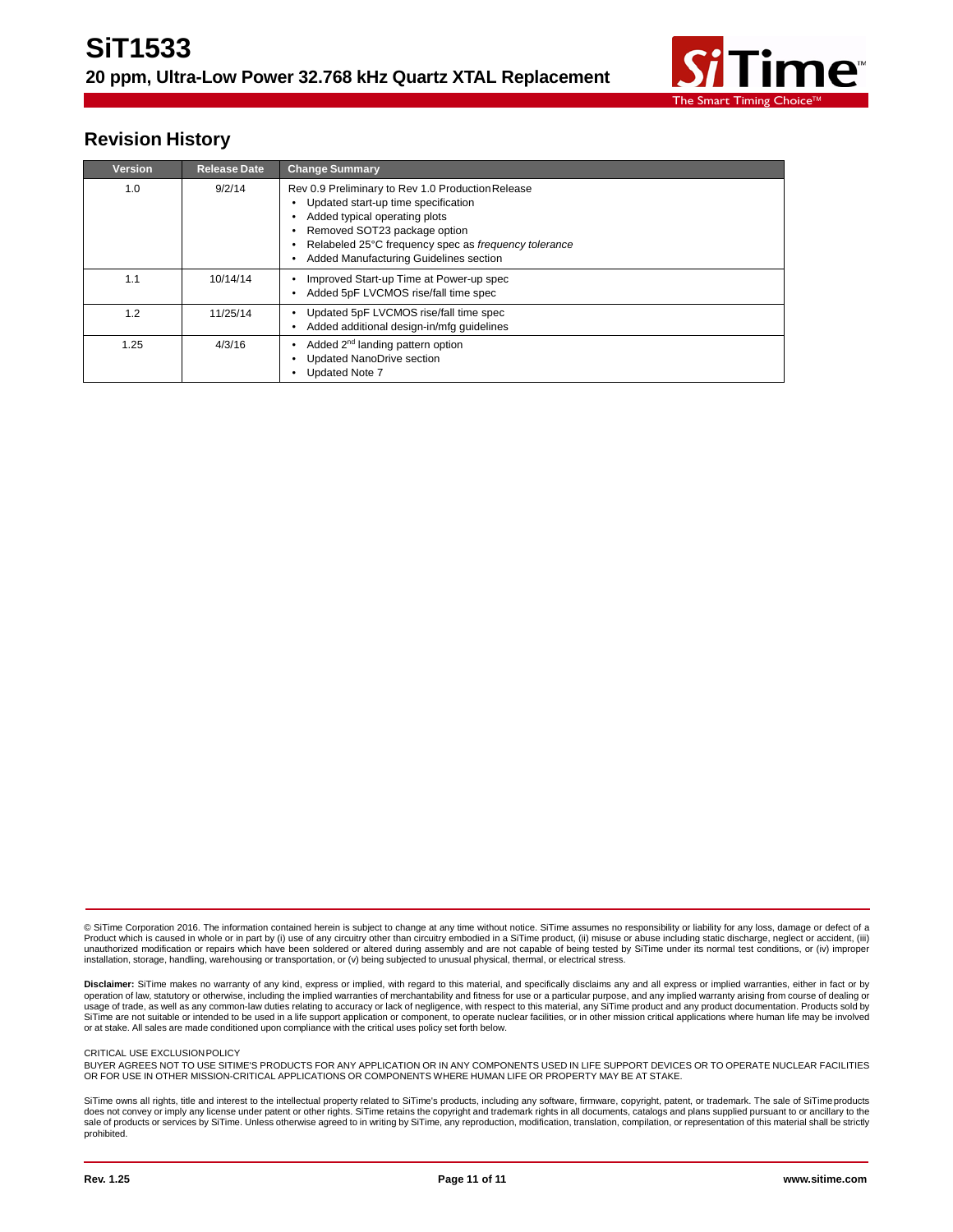## Revision History

| Version | Release Date | Change Summary |
|---|---|---|
| 1.0 | 9/2/14 | Rev 0.9 Preliminary to Rev 1.0 Production Release<br>• Updated start-up time specification<br>• Added typical operating plots<br>• Removed SOT23 package option<br>• Relabeled 25°C frequency spec as *frequency tolerance*<br>• Added Manufacturing Guidelines section |
| 1.1 | 10/14/14 | • Improved Start-up Time at Power-up spec<br>• Added 5pF LVCMOS rise/fall time spec |
| 1.2 | 11/25/14 | • Updated 5pF LVCMOS rise/fall time spec<br>• Added additional design-in/mfg guidelines |
| 1.25 | 4/3/16 | • Added 2nd landing pattern option<br>• Updated NanoDrive section<br>• Updated Note 7 |

© SiTime Corporation 2016. The information contained herein is subject to change at any time without notice. SiTime assumes no responsibility or liability for any loss, damage or defect of a Product which is caused in whole or in part by (i) use of any circuitry other than circuitry embodied in a SiTime product, (ii) misuse or abuse including static discharge, neglect or accident, (iii) unauthorized modification or repairs which have been soldered or altered during assembly and are not capable of being tested by SiTime under its normal test conditions, or (iv) improper installation, storage, handling, warehousing or transportation, or (v) being subjected to unusual physical, thermal, or electrical stress.

**Disclaimer:** SiTime makes no warranty of any kind, express or implied, with regard to this material, and specifically disclaims any and all express or implied warranties, either in fact or by operation of law, statutory or otherwise, including the implied warranties of merchantability and fitness for use or a particular purpose, and any implied warranty arising from course of dealing or usage of trade, as well as any common-law duties relating to accuracy or lack of negligence, with respect to this material, any SiTime product and any product documentation. Products sold by SiTime are not suitable or intended to be used in a life support application or component, to operate nuclear facilities, or in other mission critical applications where human life may be involved or at stake. All sales are made conditioned upon compliance with the critical uses policy set forth below.

CRITICAL USE EXCLUSION POLICY

BUYER AGREES NOT TO USE SITIME'S PRODUCTS FOR ANY APPLICATION OR IN ANY COMPONENTS USED IN LIFE SUPPORT DEVICES OR TO OPERATE NUCLEAR FACILITIES OR FOR USE IN OTHER MISSION-CRITICAL APPLICATIONS OR COMPONENTS WHERE HUMAN LIFE OR PROPERTY MAY BE AT STAKE.

SiTime owns all rights, title and interest to the intellectual property related to SiTime's products, including any software, firmware, copyright, patent, or trademark. The sale of SiTime products does not convey or imply any license under patent or other rights. SiTime retains the copyright and trademark rights in all documents, catalogs and plans supplied pursuant to or ancillary to the sale of products or services by SiTime. Unless otherwise agreed to in writing by SiTime, any reproduction, modification, translation, compilation, or representation of this material shall be strictly prohibited.